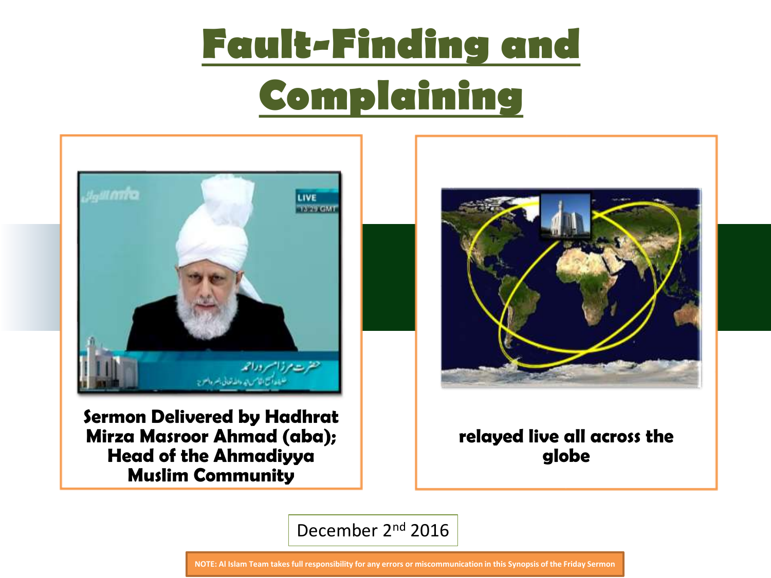# Fault-Finding and Complaining

**Sermon Delivered by Hadhrat Mirza Masroor Ahmad (aba); Head of the Ahmadiyya Muslim Community**

**relayed live all across the globe**

December 2nd 2016

NOTE: Al Islam Team takes full responsibility for any errors or miscommunication in this Synopsis of the Friday Sermon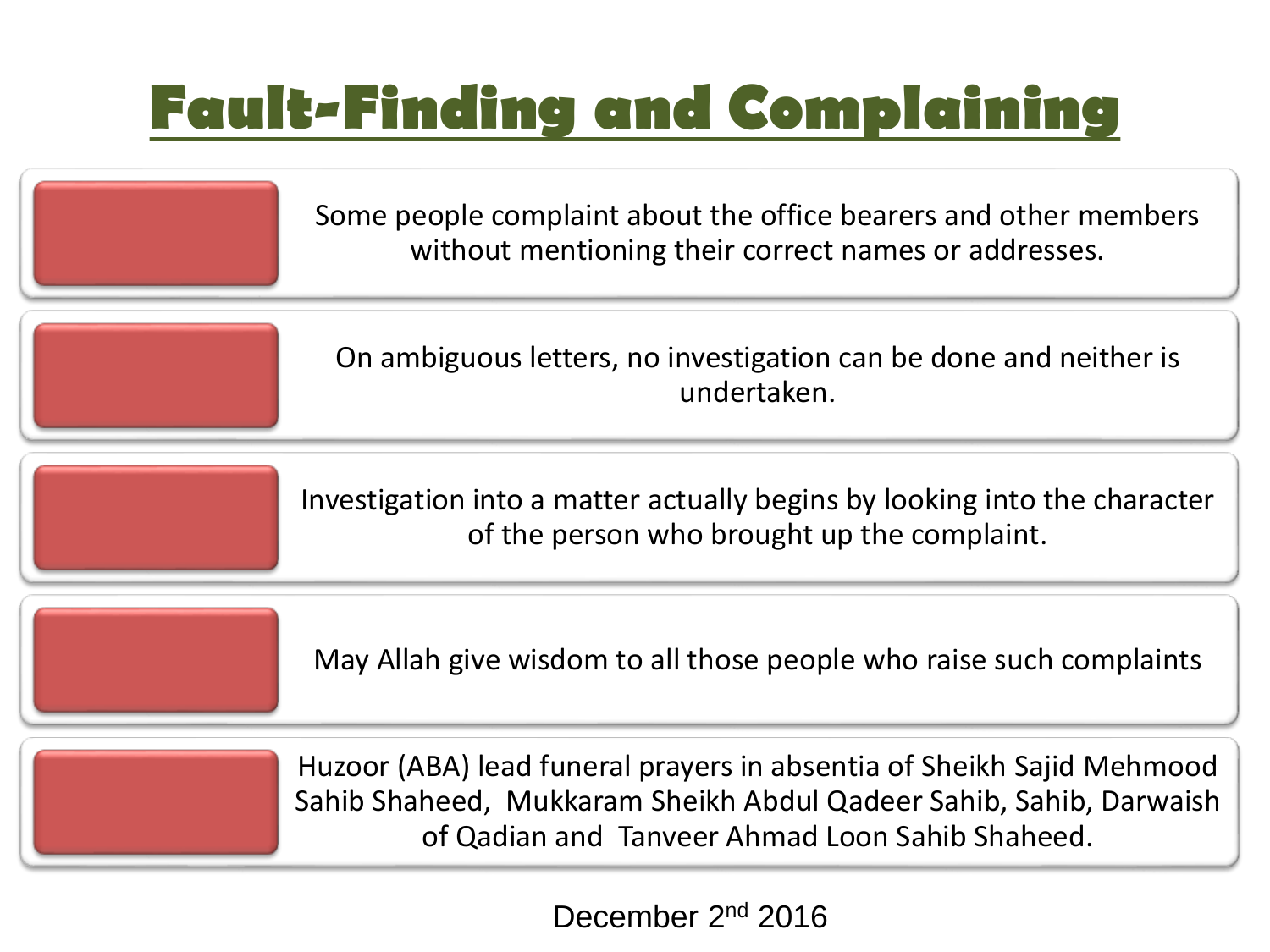# Fault-Finding and Complaining

- Some people complaint about the office bearers and other members without mentioning their correct names or addresses.
- On ambiguous letters, no investigation can be done and neither is undertaken.
- Investigation into a matter actually begins by looking into the character of the person who brought up the complaint.
- May Allah give wisdom to all those people who raise such complaints
- Huzoor (ABA) lead funeral prayers in absentia of Sheikh Sajid Mehmood Sahib Shaheed, Mukkaram Sheikh Abdul Qadeer Sahib, Sahib, Darwaish of Qadian and Tanveer Ahmad Loon Sahib Shaheed.

December 2nd 2016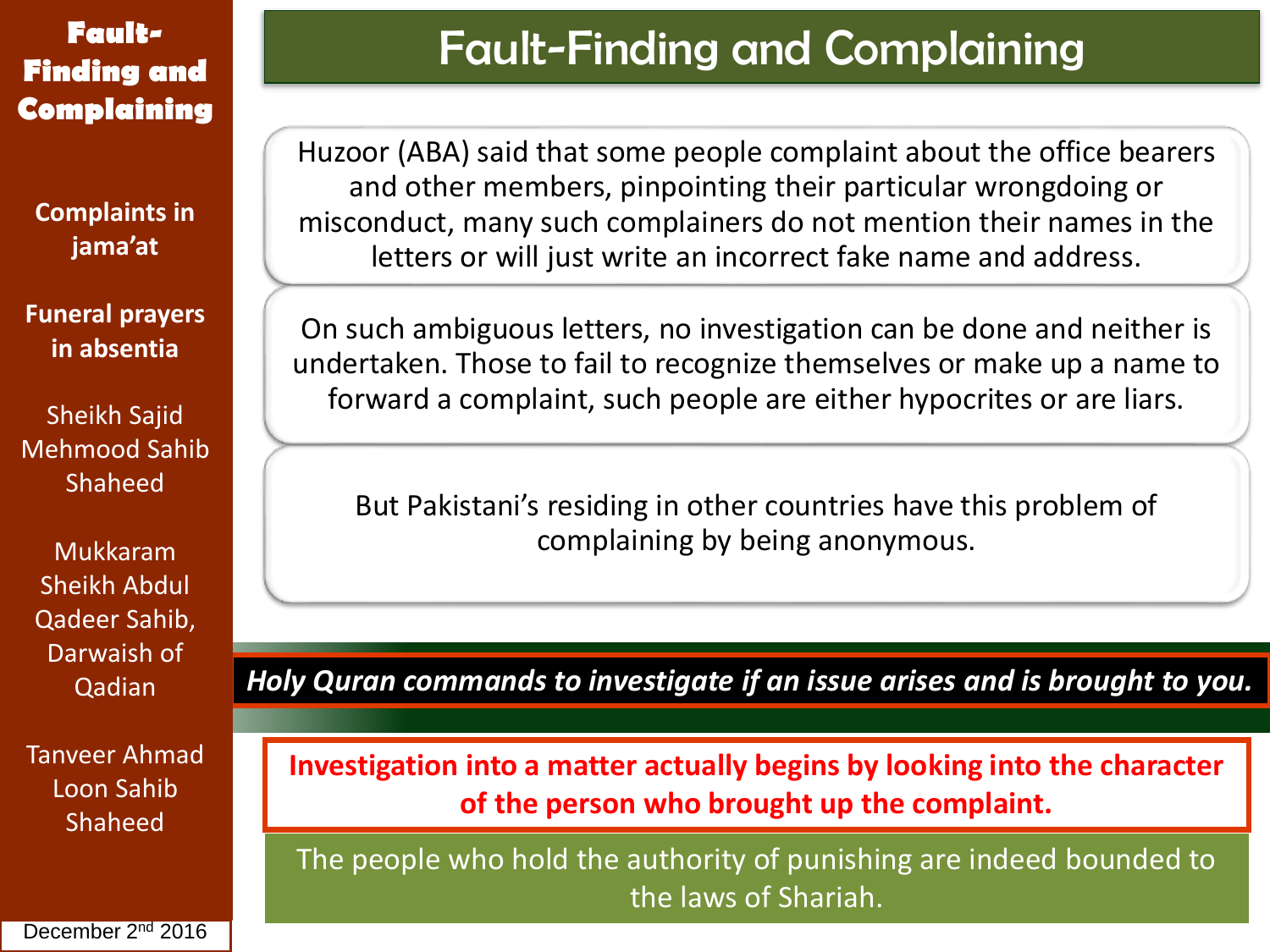# Fault-Finding and Complaining

**Fault-Finding and Complaining**

**Complaints in jama'at**

**Funeral prayers in absentia**

Sheikh Sajid Mehmood Sahib Shaheed

Mukkaram Sheikh Abdul Qadeer Sahib, Darwaish of Qadian

Tanveer Ahmad Loon Sahib Shaheed

December 2nd 2016

Huzoor (ABA) said that some people complaint about the office bearers and other members, pinpointing their particular wrongdoing or misconduct, many such complainers do not mention their names in the letters or will just write an incorrect fake name and address.

On such ambiguous letters, no investigation can be done and neither is undertaken. Those to fail to recognize themselves or make up a name to forward a complaint, such people are either hypocrites or are liars.

But Pakistani's residing in other countries have this problem of complaining by being anonymous.

***Holy Quran commands to investigate if an issue arises and is brought to you.***

**Investigation into a matter actually begins by looking into the character of the person who brought up the complaint.**

The people who hold the authority of punishing are indeed bounded to the laws of Shariah.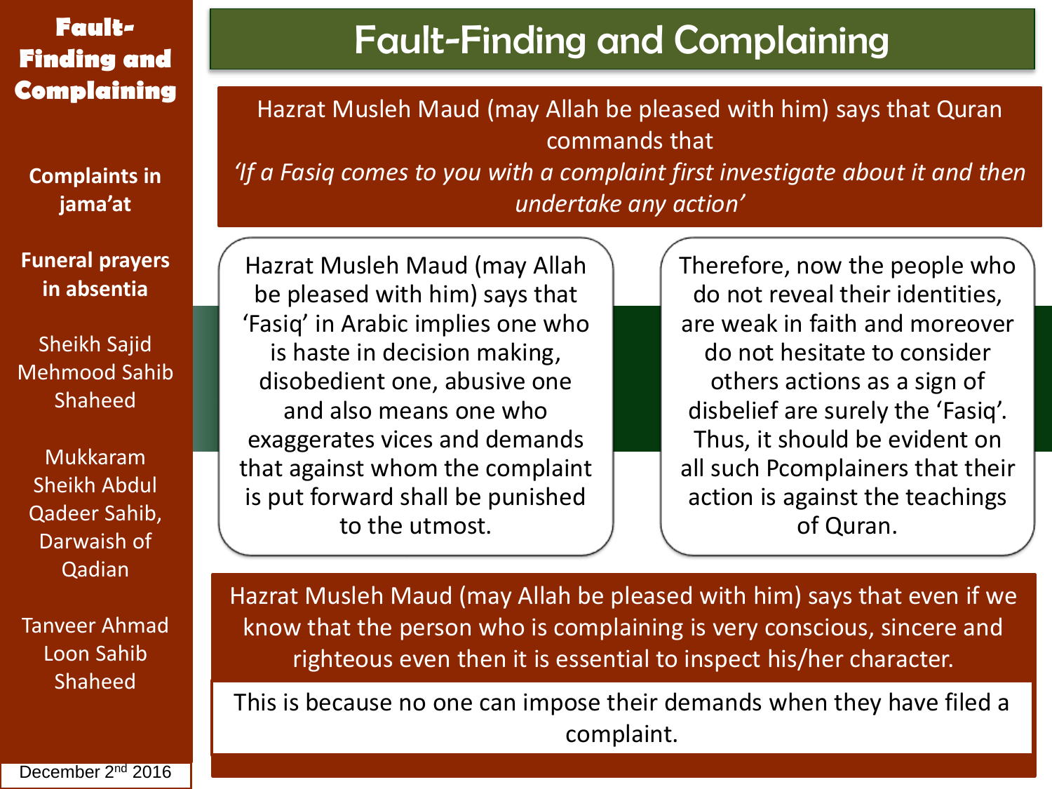# Fault-Finding and Complaining

Hazrat Musleh Maud (may Allah be pleased with him) says that Quran commands that

*'If a Fasiq comes to you with a complaint first investigate about it and then undertake any action'*

Hazrat Musleh Maud (may Allah be pleased with him) says that 'Fasiq' in Arabic implies one who is haste in decision making, disobedient one, abusive one and also means one who exaggerates vices and demands that against whom the complaint is put forward shall be punished to the utmost.

Therefore, now the people who do not reveal their identities, are weak in faith and moreover do not hesitate to consider others actions as a sign of disbelief are surely the 'Fasiq'. Thus, it should be evident on all such Pcomplainers that their action is against the teachings of Quran.

Hazrat Musleh Maud (may Allah be pleased with him) says that even if we know that the person who is complaining is very conscious, sincere and righteous even then it is essential to inspect his/her character.

This is because no one can impose their demands when they have filed a complaint.

**Fault-Finding and Complaining**

**Complaints in jama'at**

**Funeral prayers in absentia**

Sheikh Sajid Mehmood Sahib Shaheed

Mukkaram Sheikh Abdul Qadeer Sahib, Darwaish of Qadian

Tanveer Ahmad Loon Sahib Shaheed

December 2nd 2016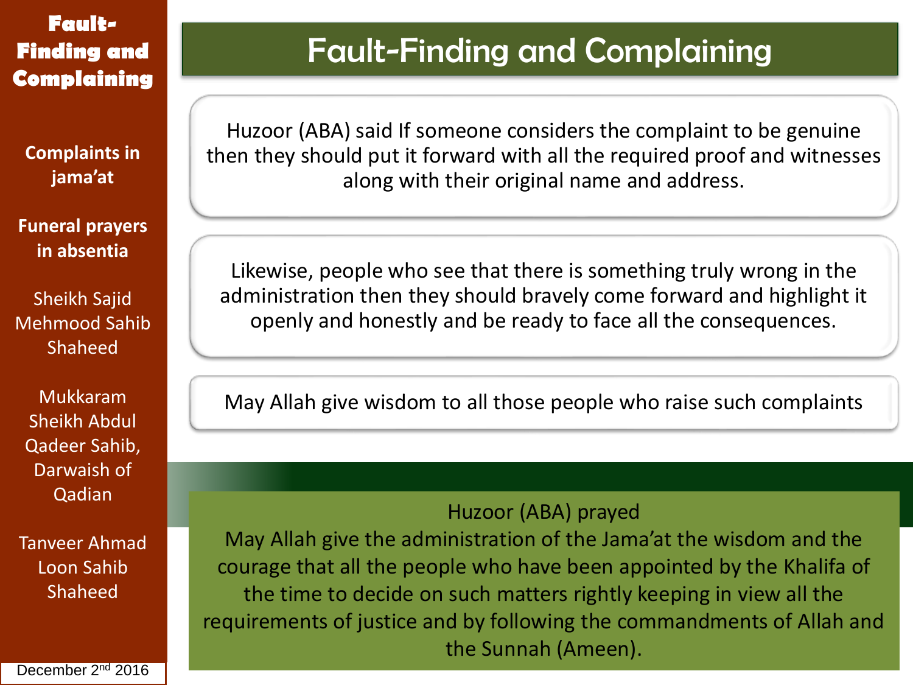# Fault-Finding and Complaining

Huzoor (ABA) said If someone considers the complaint to be genuine then they should put it forward with all the required proof and witnesses along with their original name and address.

Likewise, people who see that there is something truly wrong in the administration then they should bravely come forward and highlight it openly and honestly and be ready to face all the consequences.

May Allah give wisdom to all those people who raise such complaints

Huzoor (ABA) prayed

May Allah give the administration of the Jama'at the wisdom and the courage that all the people who have been appointed by the Khalifa of the time to decide on such matters rightly keeping in view all the requirements of justice and by following the commandments of Allah and the Sunnah (Ameen).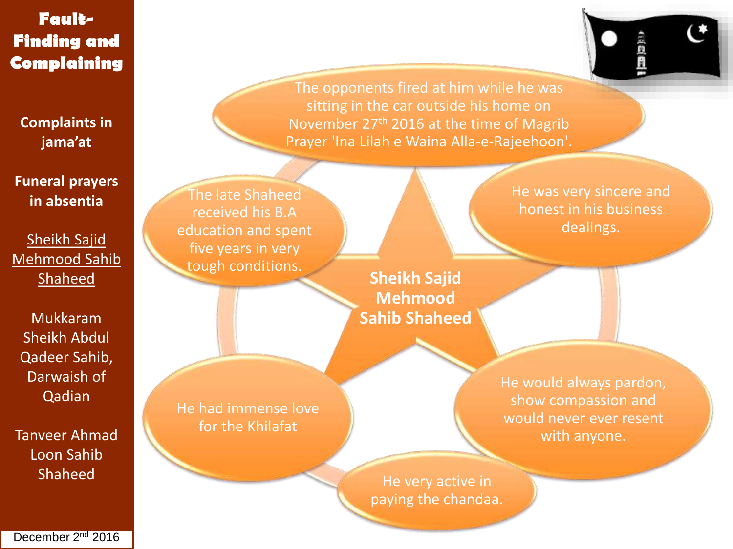# Fault-Finding and Complaining

**Complaints in jama'at**

**Funeral prayers in absentia**

Sheikh Sajid Mehmood Sahib Shaheed

Mukkaram Sheikh Abdul Qadeer Sahib, Darwaish of Qadian

Tanveer Ahmad Loon Sahib Shaheed

December 2nd 2016

## Sheikh Sajid Mehmood Sahib Shaheed

- The opponents fired at him while he was sitting in the car outside his home on November 27th 2016 at the time of Magrib Prayer 'Ina Lilah e Waina Alla-e-Rajeehoon'.
- He was very sincere and honest in his business dealings.
- He would always pardon, show compassion and would never ever resent with anyone.
- He very active in paying the chandaa.
- He had immense love for the Khilafat
- The late Shaheed received his B.A education and spent five years in very tough conditions.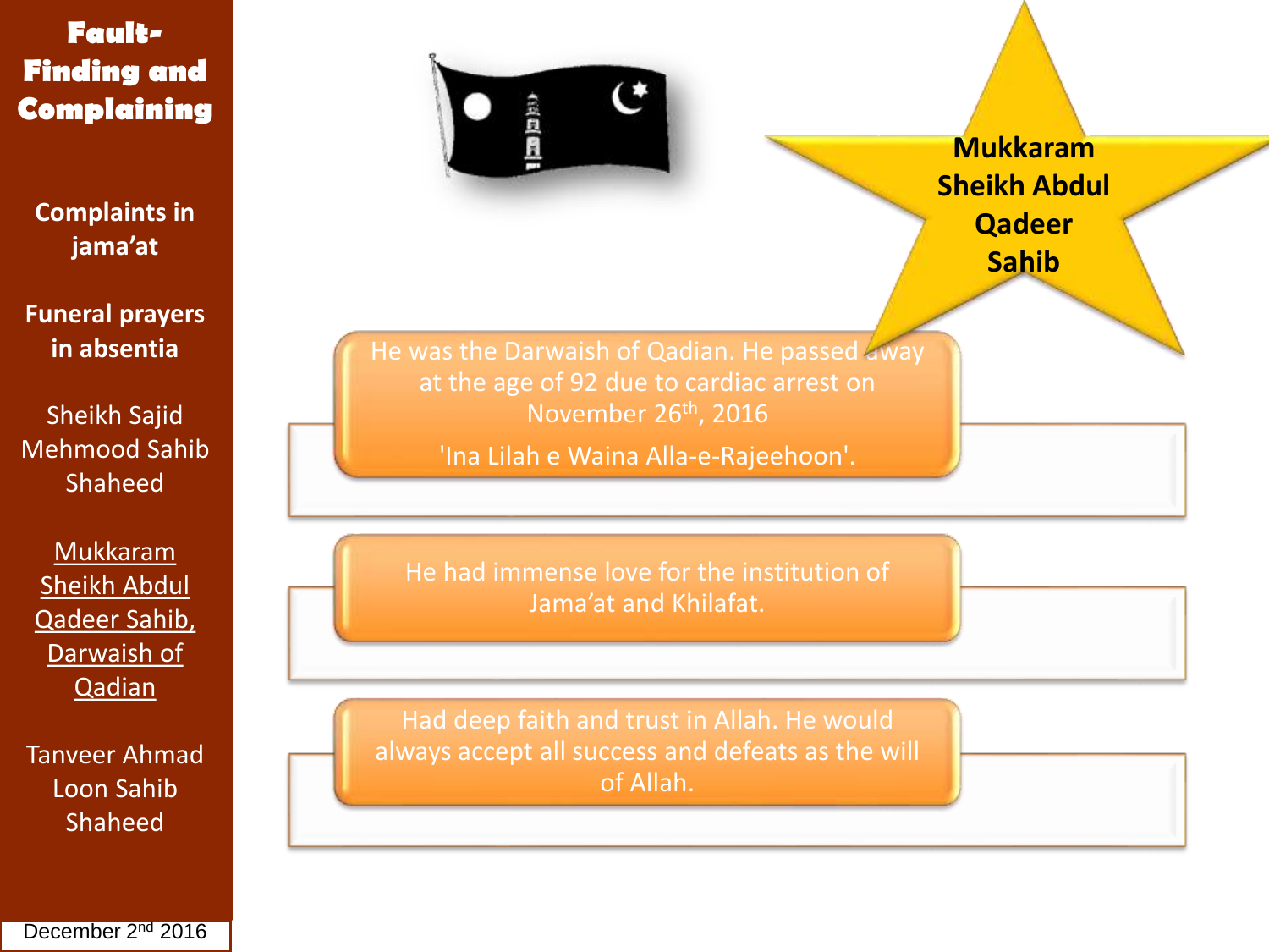# Fault-Finding and Complaining

- Complaints in jama'at
- Funeral prayers in absentia
- Sheikh Sajid Mehmood Sahib Shaheed
- Mukkaram Sheikh Abdul Qadeer Sahib, Darwaish of Qadian
- Tanveer Ahmad Loon Sahib Shaheed

December 2nd 2016

## Mukkaram Sheikh Abdul Qadeer Sahib

He was the Darwaish of Qadian. He passed away at the age of 92 due to cardiac arrest on November 26th, 2016

'Ina Lilah e Waina Alla-e-Rajeehoon'.

He had immense love for the institution of Jama'at and Khilafat.

Had deep faith and trust in Allah. He would always accept all success and defeats as the will of Allah.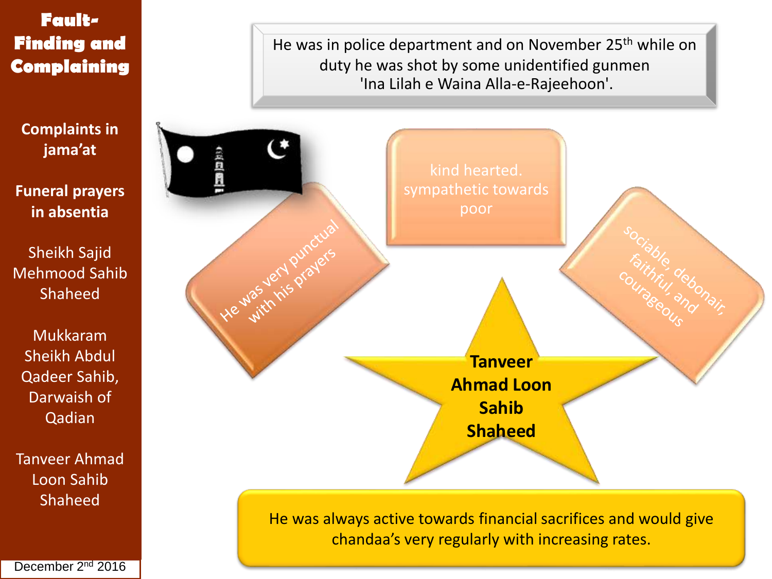# Fault-Finding and Complaining

**Complaints in jama'at**

**Funeral prayers in absentia**

Sheikh Sajid Mehmood Sahib Shaheed

Mukkaram Sheikh Abdul Qadeer Sahib, Darwaish of Qadian

Tanveer Ahmad Loon Sahib Shaheed

December 2nd 2016

He was in police department and on November 25th while on duty he was shot by some unidentified gunmen 'Ina Lilah e Waina Alla-e-Rajeehoon'.

He was very punctual with his prayers

kind hearted. sympathetic towards poor

sociable, debonair, faithful, and courageous

**Tanveer Ahmad Loon Sahib Shaheed**

He was always active towards financial sacrifices and would give chandaa's very regularly with increasing rates.